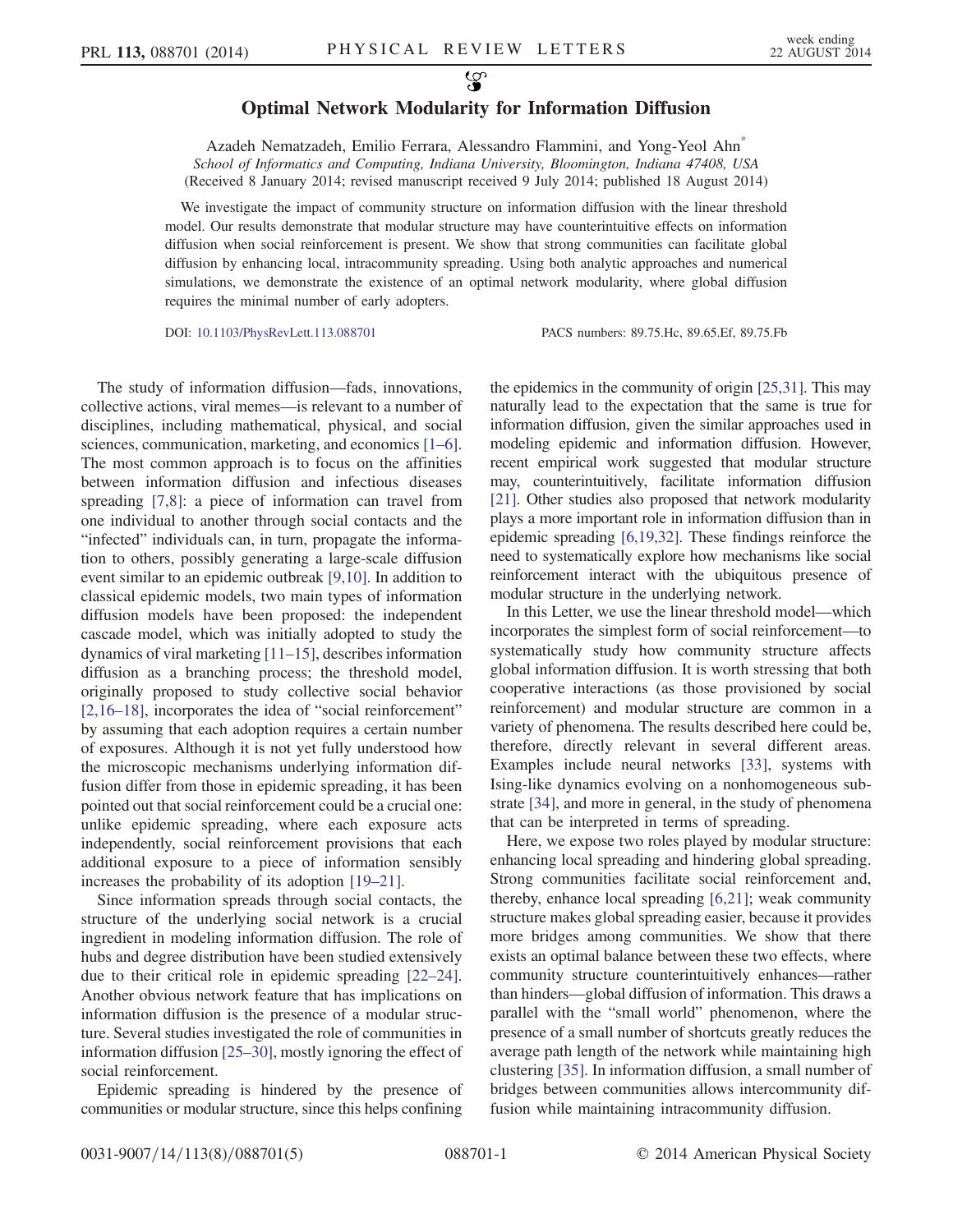# Optimal Network Modularity for Information Diffusion

Azadeh Nematzadeh, Emilio Ferrara, Alessandro Flammini, and Yong-Yeol Ahn[*]

*School of Informatics and Computing, Indiana University, Bloomington, Indiana 47408, USA*

(Received 8 January 2014; revised manuscript received 9 July 2014; published 18 August 2014)

We investigate the impact of community structure on information diffusion with the linear threshold model. Our results demonstrate that modular structure may have counterintuitive effects on information diffusion when social reinforcement is present. We show that strong communities can facilitate global diffusion by enhancing local, intracommunity spreading. Using both analytic approaches and numerical simulations, we demonstrate the existence of an optimal network modularity, where global diffusion requires the minimal number of early adopters.

DOI: 10.1103/PhysRevLett.113.088701 PACS numbers: 89.75.Hc, 89.65.Ef, 89.75.Fb

The study of information diffusion—fads, innovations, collective actions, viral memes—is relevant to a number of disciplines, including mathematical, physical, and social sciences, communication, marketing, and economics [1–6]. The most common approach is to focus on the affinities between information diffusion and infectious diseases spreading [7,8]: a piece of information can travel from one individual to another through social contacts and the "infected" individuals can, in turn, propagate the information to others, possibly generating a large-scale diffusion event similar to an epidemic outbreak [9,10]. In addition to classical epidemic models, two main types of information diffusion models have been proposed: the independent cascade model, which was initially adopted to study the dynamics of viral marketing [11–15], describes information diffusion as a branching process; the threshold model, originally proposed to study collective social behavior [2,16–18], incorporates the idea of "social reinforcement" by assuming that each adoption requires a certain number of exposures. Although it is not yet fully understood how the microscopic mechanisms underlying information diffusion differ from those in epidemic spreading, it has been pointed out that social reinforcement could be a crucial one: unlike epidemic spreading, where each exposure acts independently, social reinforcement provisions that each additional exposure to a piece of information sensibly increases the probability of its adoption [19–21].

Since information spreads through social contacts, the structure of the underlying social network is a crucial ingredient in modeling information diffusion. The role of hubs and degree distribution have been studied extensively due to their critical role in epidemic spreading [22–24]. Another obvious network feature that has implications on information diffusion is the presence of a modular structure. Several studies investigated the role of communities in information diffusion [25–30], mostly ignoring the effect of social reinforcement.

Epidemic spreading is hindered by the presence of communities or modular structure, since this helps confining the epidemics in the community of origin [25,31]. This may naturally lead to the expectation that the same is true for information diffusion, given the similar approaches used in modeling epidemic and information diffusion. However, recent empirical work suggested that modular structure may, counterintuitively, facilitate information diffusion [21]. Other studies also proposed that network modularity plays a more important role in information diffusion than in epidemic spreading [6,19,32]. These findings reinforce the need to systematically explore how mechanisms like social reinforcement interact with the ubiquitous presence of modular structure in the underlying network.

In this Letter, we use the linear threshold model—which incorporates the simplest form of social reinforcement—to systematically study how community structure affects global information diffusion. It is worth stressing that both cooperative interactions (as those provisioned by social reinforcement) and modular structure are common in a variety of phenomena. The results described here could be, therefore, directly relevant in several different areas. Examples include neural networks [33], systems with Ising-like dynamics evolving on a nonhomogeneous substrate [34], and more in general, in the study of phenomena that can be interpreted in terms of spreading.

Here, we expose two roles played by modular structure: enhancing local spreading and hindering global spreading. Strong communities facilitate social reinforcement and, thereby, enhance local spreading [6,21]; weak community structure makes global spreading easier, because it provides more bridges among communities. We show that there exists an optimal balance between these two effects, where community structure counterintuitively enhances—rather than hinders—global diffusion of information. This draws a parallel with the "small world" phenomenon, where the presence of a small number of shortcuts greatly reduces the average path length of the network while maintaining high clustering [35]. In information diffusion, a small number of bridges between communities allows intercommunity diffusion while maintaining intracommunity diffusion.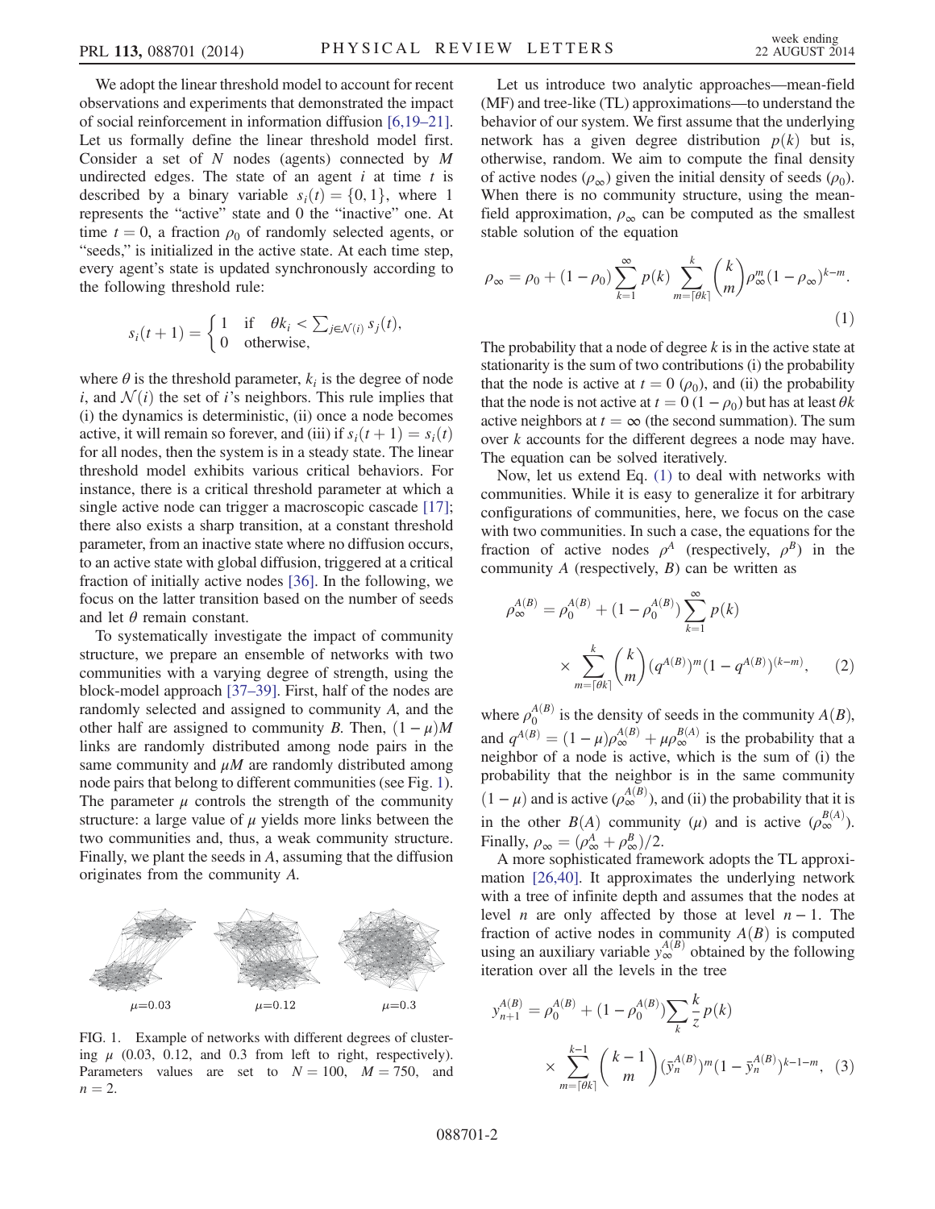We adopt the linear threshold model to account for recent observations and experiments that demonstrated the impact of social reinforcement in information diffusion [6,19–21]. Let us formally define the linear threshold model first. Consider a set of $N$ nodes (agents) connected by $M$ undirected edges. The state of an agent $i$ at time $t$ is described by a binary variable $s_i(t) = \{0, 1\}$, where 1 represents the "active" state and 0 the "inactive" one. At time $t = 0$, a fraction $\rho_0$ of randomly selected agents, or "seeds," is initialized in the active state. At each time step, every agent's state is updated synchronously according to the following threshold rule:

$$s_i(t+1) = \begin{cases} 1 & \text{if} \quad \theta k_i < \sum_{j\in\mathcal{N}(i)} s_j(t), \\ 0 & \text{otherwise,} \end{cases}$$

where $\theta$ is the threshold parameter, $k_i$ is the degree of node $i$, and $\mathcal{N}(i)$ the set of $i$'s neighbors. This rule implies that (i) the dynamics is deterministic, (ii) once a node becomes active, it will remain so forever, and (iii) if $s_i(t+1) = s_i(t)$ for all nodes, then the system is in a steady state. The linear threshold model exhibits various critical behaviors. For instance, there is a critical threshold parameter at which a single active node can trigger a macroscopic cascade [17]; there also exists a sharp transition, at a constant threshold parameter, from an inactive state where no diffusion occurs, to an active state with global diffusion, triggered at a critical fraction of initially active nodes [36]. In the following, we focus on the latter transition based on the number of seeds and let $\theta$ remain constant.

To systematically investigate the impact of community structure, we prepare an ensemble of networks with two communities with a varying degree of strength, using the block-model approach [37–39]. First, half of the nodes are randomly selected and assigned to community $A$, and the other half are assigned to community $B$. Then, $(1-\mu)M$ links are randomly distributed among node pairs in the same community and $\mu M$ are randomly distributed among node pairs that belong to different communities (see Fig. 1). The parameter $\mu$ controls the strength of the community structure: a large value of $\mu$ yields more links between the two communities and, thus, a weak community structure. Finally, we plant the seeds in $A$, assuming that the diffusion originates from the community $A$.

$\mu$=0.03 $\mu$=0.12 $\mu$=0.3

FIG. 1. Example of networks with different degrees of clustering $\mu$ (0.03, 0.12, and 0.3 from left to right, respectively). Parameters values are set to $N = 100$, $M = 750$, and $n = 2$.

Let us introduce two analytic approaches—mean-field (MF) and tree-like (TL) approximations—to understand the behavior of our system. We first assume that the underlying network has a given degree distribution $p(k)$ but is, otherwise, random. We aim to compute the final density of active nodes ($\rho_\infty$) given the initial density of seeds ($\rho_0$). When there is no community structure, using the mean-field approximation, $\rho_\infty$ can be computed as the smallest stable solution of the equation

$$\rho_\infty = \rho_0 + (1-\rho_0)\sum_{k=1}^{\infty} p(k) \sum_{m=\lceil\theta k\rceil}^{k} \binom{k}{m} \rho_\infty^m (1-\rho_\infty)^{k-m}. \tag{1}$$

The probability that a node of degree $k$ is in the active state at stationarity is the sum of two contributions (i) the probability that the node is active at $t = 0$ ($\rho_0$), and (ii) the probability that the node is not active at $t = 0$ $(1-\rho_0)$ but has at least $\theta k$ active neighbors at $t = \infty$ (the second summation). The sum over $k$ accounts for the different degrees a node may have. The equation can be solved iteratively.

Now, let us extend Eq. (1) to deal with networks with communities. While it is easy to generalize it for arbitrary configurations of communities, here, we focus on the case with two communities. In such a case, the equations for the fraction of active nodes $\rho^A$ (respectively, $\rho^B$) in the community $A$ (respectively, $B$) can be written as

$$\rho_\infty^{A(B)} = \rho_0^{A(B)} + (1-\rho_0^{A(B)}) \sum_{k=1}^{\infty} p(k) \times \sum_{m=\lceil\theta k\rceil}^{k} \binom{k}{m} (q^{A(B)})^m (1-q^{A(B)})^{(k-m)}, \tag{2}$$

where $\rho_0^{A(B)}$ is the density of seeds in the community $A(B)$, and $q^{A(B)} = (1-\mu)\rho_\infty^{A(B)} + \mu\rho_\infty^{B(A)}$ is the probability that a neighbor of a node is active, which is the sum of (i) the probability that the neighbor is in the same community $(1-\mu)$ and is active ($\rho_\infty^{A(B)}$), and (ii) the probability that it is in the other $B(A)$ community ($\mu$) and is active ($\rho_\infty^{B(A)}$). Finally, $\rho_\infty = (\rho_\infty^A + \rho_\infty^B)/2$.

A more sophisticated framework adopts the TL approximation [26,40]. It approximates the underlying network with a tree of infinite depth and assumes that the nodes at level $n$ are only affected by those at level $n-1$. The fraction of active nodes in community $A(B)$ is computed using an auxiliary variable $y_\infty^{A(B)}$ obtained by the following iteration over all the levels in the tree

$$y_{n+1}^{A(B)} = \rho_0^{A(B)} + (1-\rho_0^{A(B)}) \sum_k \frac{k}{z} p(k) \times \sum_{m=\lceil\theta k\rceil}^{k-1} \binom{k-1}{m} (\bar{y}_n^{A(B)})^m (1-\bar{y}_n^{A(B)})^{k-1-m}, \tag{3}$$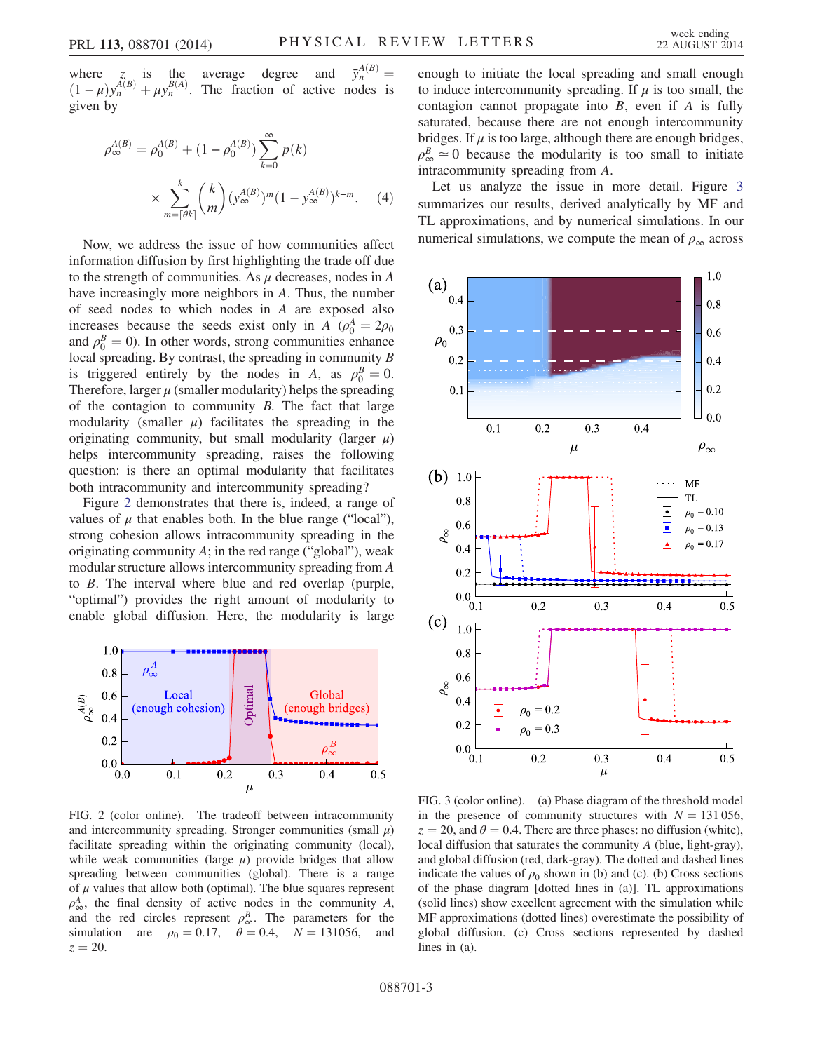where $z$ is the average degree and $\bar{y}_n^{A(B)} = (1-\mu)y_n^{A(B)} + \mu y_n^{B(A)}$. The fraction of active nodes is given by

$$\rho_\infty^{A(B)} = \rho_0^{A(B)} + (1-\rho_0^{A(B)}) \sum_{k=0}^{\infty} p(k) \times \sum_{m=\lceil \theta k \rceil}^{k} \binom{k}{m} (y_\infty^{A(B)})^m (1-y_\infty^{A(B)})^{k-m}. \quad (4)$$

Now, we address the issue of how communities affect information diffusion by first highlighting the trade off due to the strength of communities. As $\mu$ decreases, nodes in $A$ have increasingly more neighbors in $A$. Thus, the number of seed nodes to which nodes in $A$ are exposed also increases because the seeds exist only in $A$ ($\rho_0^A = 2\rho_0$ and $\rho_0^B = 0$). In other words, strong communities enhance local spreading. By contrast, the spreading in community $B$ is triggered entirely by the nodes in $A$, as $\rho_0^B = 0$. Therefore, larger $\mu$ (smaller modularity) helps the spreading of the contagion to community $B$. The fact that large modularity (smaller $\mu$) facilitates the spreading in the originating community, but small modularity (larger $\mu$) helps intercommunity spreading, raises the following question: is there an optimal modularity that facilitates both intracommunity and intercommunity spreading?

Figure 2 demonstrates that there is, indeed, a range of values of $\mu$ that enables both. In the blue range ("local"), strong cohesion allows intracommunity spreading in the originating community $A$; in the red range ("global"), weak modular structure allows intercommunity spreading from $A$ to $B$. The interval where blue and red overlap (purple, "optimal") provides the right amount of modularity to enable global diffusion. Here, the modularity is large enough to initiate the local spreading and small enough to induce intercommunity spreading. If $\mu$ is too small, the contagion cannot propagate into $B$, even if $A$ is fully saturated, because there are not enough intercommunity bridges. If $\mu$ is too large, although there are enough bridges, $\rho_\infty^B \simeq 0$ because the modularity is too small to initiate intracommunity spreading from $A$.

FIG. 2 (color online). The tradeoff between intracommunity and intercommunity spreading. Stronger communities (small $\mu$) facilitate spreading within the originating community (local), while weak communities (large $\mu$) provide bridges that allow spreading between communities (global). There is a range of $\mu$ values that allow both (optimal). The blue squares represent $\rho_\infty^A$, the final density of active nodes in the community $A$, and the red circles represent $\rho_\infty^B$. The parameters for the simulation are $\rho_0 = 0.17$, $\theta = 0.4$, $N = 131056$, and $z = 20$.

Let us analyze the issue in more detail. Figure 3 summarizes our results, derived analytically by MF and TL approximations, and by numerical simulations. In our numerical simulations, we compute the mean of $\rho_\infty$ across

FIG. 3 (color online). (a) Phase diagram of the threshold model in the presence of community structures with $N = 131\,056$, $z = 20$, and $\theta = 0.4$. There are three phases: no diffusion (white), local diffusion that saturates the community $A$ (blue, light-gray), and global diffusion (red, dark-gray). The dotted and dashed lines indicate the values of $\rho_0$ shown in (b) and (c). (b) Cross sections of the phase diagram [dotted lines in (a)]. TL approximations (solid lines) show excellent agreement with the simulation while MF approximations (dotted lines) overestimate the possibility of global diffusion. (c) Cross sections represented by dashed lines in (a).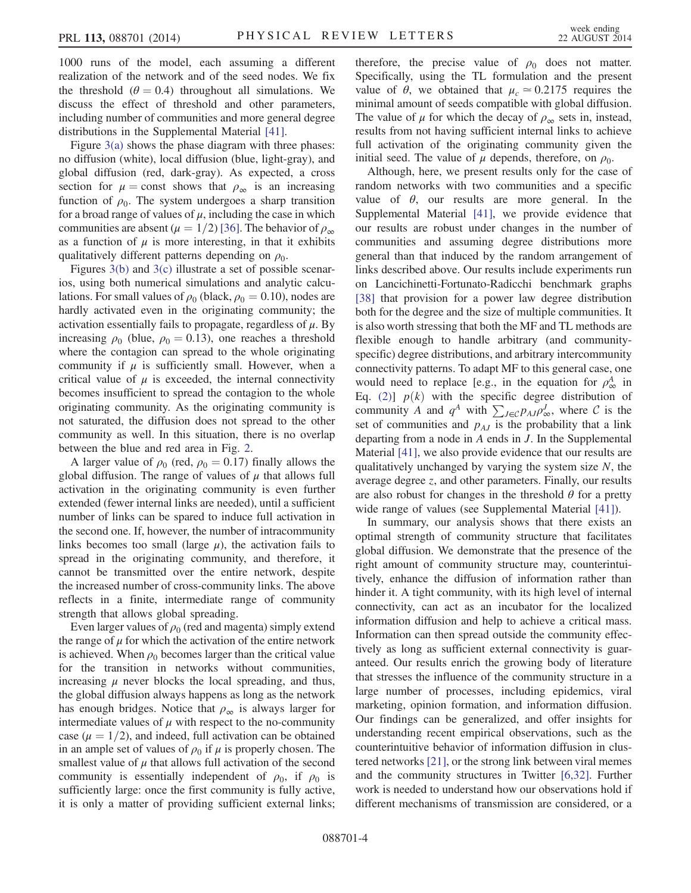1000 runs of the model, each assuming a different realization of the network and of the seed nodes. We fix the threshold ($\theta = 0.4$) throughout all simulations. We discuss the effect of threshold and other parameters, including number of communities and more general degree distributions in the Supplemental Material [41].

Figure 3(a) shows the phase diagram with three phases: no diffusion (white), local diffusion (blue, light-gray), and global diffusion (red, dark-gray). As expected, a cross section for $\mu = \text{const}$ shows that $\rho_\infty$ is an increasing function of $\rho_0$. The system undergoes a sharp transition for a broad range of values of $\mu$, including the case in which communities are absent ($\mu = 1/2$) [36]. The behavior of $\rho_\infty$ as a function of $\mu$ is more interesting, in that it exhibits qualitatively different patterns depending on $\rho_0$.

Figures 3(b) and 3(c) illustrate a set of possible scenarios, using both numerical simulations and analytic calculations. For small values of $\rho_0$ (black, $\rho_0 = 0.10$), nodes are hardly activated even in the originating community; the activation essentially fails to propagate, regardless of $\mu$. By increasing $\rho_0$ (blue, $\rho_0 = 0.13$), one reaches a threshold where the contagion can spread to the whole originating community if $\mu$ is sufficiently small. However, when a critical value of $\mu$ is exceeded, the internal connectivity becomes insufficient to spread the contagion to the whole originating community. As the originating community is not saturated, the diffusion does not spread to the other community as well. In this situation, there is no overlap between the blue and red area in Fig. 2.

A larger value of $\rho_0$ (red, $\rho_0 = 0.17$) finally allows the global diffusion. The range of values of $\mu$ that allows full activation in the originating community is even further extended (fewer internal links are needed), until a sufficient number of links can be spared to induce full activation in the second one. If, however, the number of intracommunity links becomes too small (large $\mu$), the activation fails to spread in the originating community, and therefore, it cannot be transmitted over the entire network, despite the increased number of cross-community links. The above reflects in a finite, intermediate range of community strength that allows global spreading.

Even larger values of $\rho_0$ (red and magenta) simply extend the range of $\mu$ for which the activation of the entire network is achieved. When $\rho_0$ becomes larger than the critical value for the transition in networks without communities, increasing $\mu$ never blocks the local spreading, and thus, the global diffusion always happens as long as the network has enough bridges. Notice that $\rho_\infty$ is always larger for intermediate values of $\mu$ with respect to the no-community case ($\mu = 1/2$), and indeed, full activation can be obtained in an ample set of values of $\rho_0$ if $\mu$ is properly chosen. The smallest value of $\mu$ that allows full activation of the second community is essentially independent of $\rho_0$, if $\rho_0$ is sufficiently large: once the first community is fully active, it is only a matter of providing sufficient external links; therefore, the precise value of $\rho_0$ does not matter. Specifically, using the TL formulation and the present value of $\theta$, we obtained that $\mu_c \simeq 0.2175$ requires the minimal amount of seeds compatible with global diffusion. The value of $\mu$ for which the decay of $\rho_\infty$ sets in, instead, results from not having sufficient internal links to achieve full activation of the originating community given the initial seed. The value of $\mu$ depends, therefore, on $\rho_0$.

Although, here, we present results only for the case of random networks with two communities and a specific value of $\theta$, our results are more general. In the Supplemental Material [41], we provide evidence that our results are robust under changes in the number of communities and assuming degree distributions more general than that induced by the random arrangement of links described above. Our results include experiments run on Lancichinetti-Fortunato-Radicchi benchmark graphs [38] that provision for a power law degree distribution both for the degree and the size of multiple communities. It is also worth stressing that both the MF and TL methods are flexible enough to handle arbitrary (and community-specific) degree distributions, and arbitrary intercommunity connectivity patterns. To adapt MF to this general case, one would need to replace [e.g., in the equation for $\rho_\infty^A$ in Eq. (2)] $p(k)$ with the specific degree distribution of community $A$ and $q^A$ with $\sum_{J\in\mathcal{C}} p_{AJ}\rho_\infty^J$, where $\mathcal{C}$ is the set of communities and $p_{AJ}$ is the probability that a link departing from a node in $A$ ends in $J$. In the Supplemental Material [41], we also provide evidence that our results are qualitatively unchanged by varying the system size $N$, the average degree $z$, and other parameters. Finally, our results are also robust for changes in the threshold $\theta$ for a pretty wide range of values (see Supplemental Material [41]).

In summary, our analysis shows that there exists an optimal strength of community structure that facilitates global diffusion. We demonstrate that the presence of the right amount of community structure may, counterintuitively, enhance the diffusion of information rather than hinder it. A tight community, with its high level of internal connectivity, can act as an incubator for the localized information diffusion and help to achieve a critical mass. Information can then spread outside the community effectively as long as sufficient external connectivity is guaranteed. Our results enrich the growing body of literature that stresses the influence of the community structure in a large number of processes, including epidemics, viral marketing, opinion formation, and information diffusion. Our findings can be generalized, and offer insights for understanding recent empirical observations, such as the counterintuitive behavior of information diffusion in clustered networks [21], or the strong link between viral memes and the community structures in Twitter [6,32]. Further work is needed to understand how our observations hold if different mechanisms of transmission are considered, or a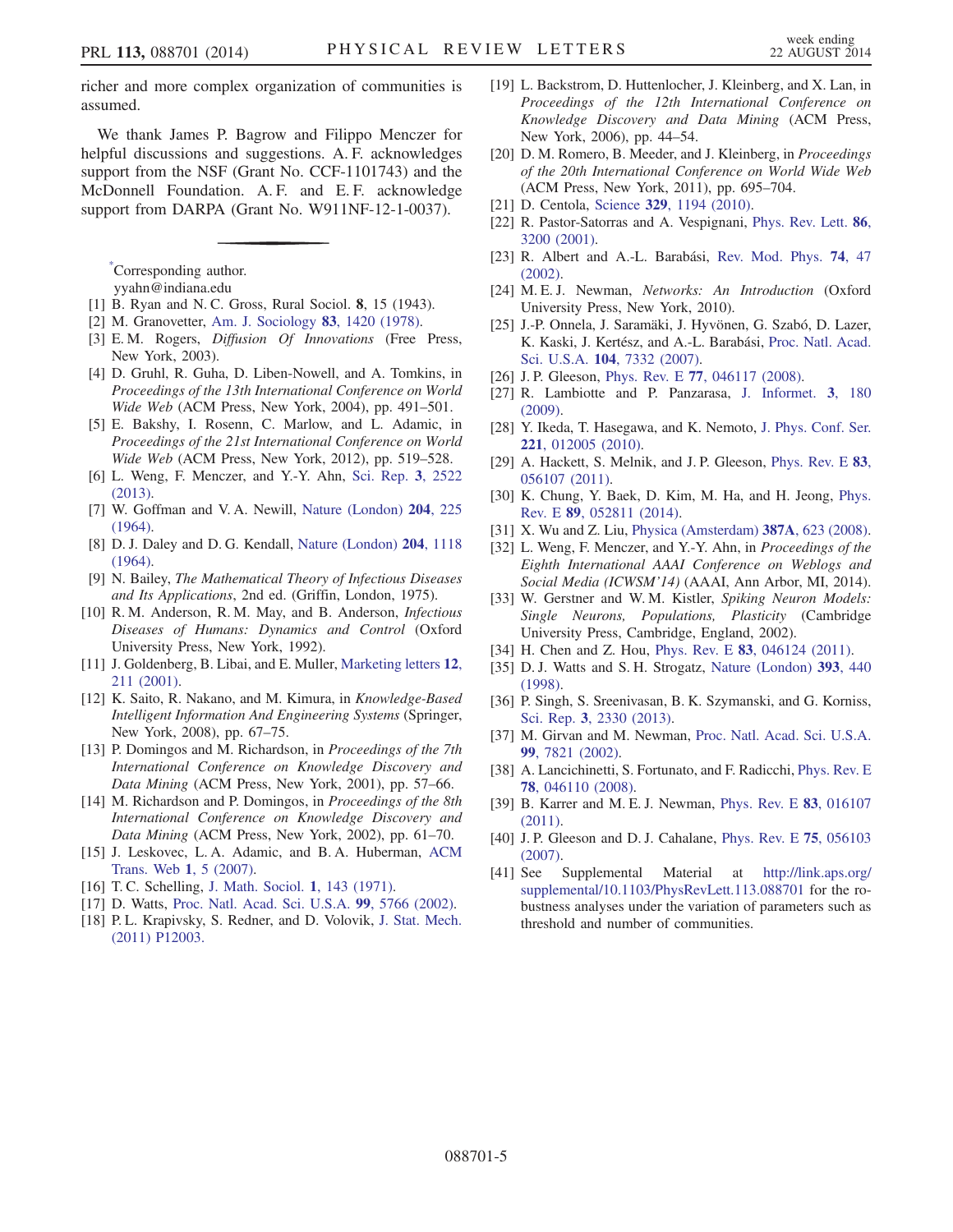richer and more complex organization of communities is assumed.

We thank James P. Bagrow and Filippo Menczer for helpful discussions and suggestions. A. F. acknowledges support from the NSF (Grant No. CCF-1101743) and the McDonnell Foundation. A. F. and E. F. acknowledge support from DARPA (Grant No. W911NF-12-1-0037).

---

[*]Corresponding author.
yyahn@indiana.edu

[1] B. Ryan and N. C. Gross, Rural Sociol. **8**, 15 (1943).
[2] M. Granovetter, Am. J. Sociology **83**, 1420 (1978).
[3] E. M. Rogers, *Diffusion Of Innovations* (Free Press, New York, 2003).
[4] D. Gruhl, R. Guha, D. Liben-Nowell, and A. Tomkins, in *Proceedings of the 13th International Conference on World Wide Web* (ACM Press, New York, 2004), pp. 491–501.
[5] E. Bakshy, I. Rosenn, C. Marlow, and L. Adamic, in *Proceedings of the 21st International Conference on World Wide Web* (ACM Press, New York, 2012), pp. 519–528.
[6] L. Weng, F. Menczer, and Y.-Y. Ahn, Sci. Rep. **3**, 2522 (2013).
[7] W. Goffman and V. A. Newill, Nature (London) **204**, 225 (1964).
[8] D. J. Daley and D. G. Kendall, Nature (London) **204**, 1118 (1964).
[9] N. Bailey, *The Mathematical Theory of Infectious Diseases and Its Applications*, 2nd ed. (Griffin, London, 1975).
[10] R. M. Anderson, R. M. May, and B. Anderson, *Infectious Diseases of Humans: Dynamics and Control* (Oxford University Press, New York, 1992).
[11] J. Goldenberg, B. Libai, and E. Muller, Marketing letters **12**, 211 (2001).
[12] K. Saito, R. Nakano, and M. Kimura, in *Knowledge-Based Intelligent Information And Engineering Systems* (Springer, New York, 2008), pp. 67–75.
[13] P. Domingos and M. Richardson, in *Proceedings of the 7th International Conference on Knowledge Discovery and Data Mining* (ACM Press, New York, 2001), pp. 57–66.
[14] M. Richardson and P. Domingos, in *Proceedings of the 8th International Conference on Knowledge Discovery and Data Mining* (ACM Press, New York, 2002), pp. 61–70.
[15] J. Leskovec, L. A. Adamic, and B. A. Huberman, ACM Trans. Web **1**, 5 (2007).
[16] T. C. Schelling, J. Math. Sociol. **1**, 143 (1971).
[17] D. Watts, Proc. Natl. Acad. Sci. U.S.A. **99**, 5766 (2002).
[18] P. L. Krapivsky, S. Redner, and D. Volovik, J. Stat. Mech. (2011) P12003.
[19] L. Backstrom, D. Huttenlocher, J. Kleinberg, and X. Lan, in *Proceedings of the 12th International Conference on Knowledge Discovery and Data Mining* (ACM Press, New York, 2006), pp. 44–54.
[20] D. M. Romero, B. Meeder, and J. Kleinberg, in *Proceedings of the 20th International Conference on World Wide Web* (ACM Press, New York, 2011), pp. 695–704.
[21] D. Centola, Science **329**, 1194 (2010).
[22] R. Pastor-Satorras and A. Vespignani, Phys. Rev. Lett. **86**, 3200 (2001).
[23] R. Albert and A.-L. Barabási, Rev. Mod. Phys. **74**, 47 (2002).
[24] M. E. J. Newman, *Networks: An Introduction* (Oxford University Press, New York, 2010).
[25] J.-P. Onnela, J. Saramäki, J. Hyvönen, G. Szabó, D. Lazer, K. Kaski, J. Kertész, and A.-L. Barabási, Proc. Natl. Acad. Sci. U.S.A. **104**, 7332 (2007).
[26] J. P. Gleeson, Phys. Rev. E **77**, 046117 (2008).
[27] R. Lambiotte and P. Panzarasa, J. Informet. **3**, 180 (2009).
[28] Y. Ikeda, T. Hasegawa, and K. Nemoto, J. Phys. Conf. Ser. **221**, 012005 (2010).
[29] A. Hackett, S. Melnik, and J. P. Gleeson, Phys. Rev. E **83**, 056107 (2011).
[30] K. Chung, Y. Baek, D. Kim, M. Ha, and H. Jeong, Phys. Rev. E **89**, 052811 (2014).
[31] X. Wu and Z. Liu, Physica (Amsterdam) **387A**, 623 (2008).
[32] L. Weng, F. Menczer, and Y.-Y. Ahn, in *Proceedings of the Eighth International AAAI Conference on Weblogs and Social Media (ICWSM'14)* (AAAI, Ann Arbor, MI, 2014).
[33] W. Gerstner and W. M. Kistler, *Spiking Neuron Models: Single Neurons, Populations, Plasticity* (Cambridge University Press, Cambridge, England, 2002).
[34] H. Chen and Z. Hou, Phys. Rev. E **83**, 046124 (2011).
[35] D. J. Watts and S. H. Strogatz, Nature (London) **393**, 440 (1998).
[36] P. Singh, S. Sreenivasan, B. K. Szymanski, and G. Korniss, Sci. Rep. **3**, 2330 (2013).
[37] M. Girvan and M. Newman, Proc. Natl. Acad. Sci. U.S.A. **99**, 7821 (2002).
[38] A. Lancichinetti, S. Fortunato, and F. Radicchi, Phys. Rev. E **78**, 046110 (2008).
[39] B. Karrer and M. E. J. Newman, Phys. Rev. E **83**, 016107 (2011).
[40] J. P. Gleeson and D. J. Cahalane, Phys. Rev. E **75**, 056103 (2007).
[41] See Supplemental Material at http://link.aps.org/supplemental/10.1103/PhysRevLett.113.088701 for the robustness analyses under the variation of parameters such as threshold and number of communities.